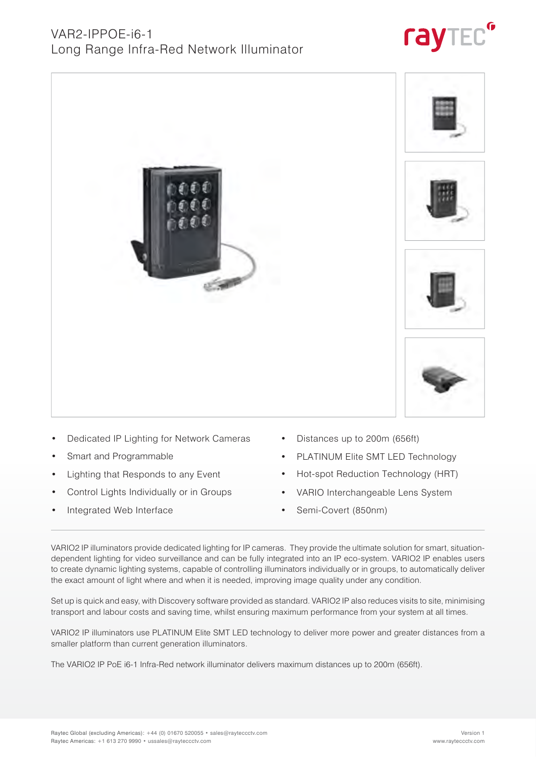# VAR2-IPPOE-i6-1
## Long Range Infra-Red Network Illuminator

- Dedicated IP Lighting for Network Cameras
- Smart and Programmable
- Lighting that Responds to any Event
- Control Lights Individually or in Groups
- Integrated Web Interface
- Distances up to 200m (656ft)
- PLATINUM Elite SMT LED Technology
- Hot-spot Reduction Technology (HRT)
- VARIO Interchangeable Lens System
- Semi-Covert (850nm)

VARIO2 IP illuminators provide dedicated lighting for IP cameras. They provide the ultimate solution for smart, situation-dependent lighting for video surveillance and can be fully integrated into an IP eco-system. VARIO2 IP enables users to create dynamic lighting systems, capable of controlling illuminators individually or in groups, to automatically deliver the exact amount of light where and when it is needed, improving image quality under any condition.

Set up is quick and easy, with Discovery software provided as standard. VARIO2 IP also reduces visits to site, minimising transport and labour costs and saving time, whilst ensuring maximum performance from your system at all times.

VARIO2 IP illuminators use PLATINUM Elite SMT LED technology to deliver more power and greater distances from a smaller platform than current generation illuminators.

The VARIO2 IP PoE i6-1 Infra-Red network illuminator delivers maximum distances up to 200m (656ft).

Raytec Global (excluding Americas): +44 (0) 01670 520055 • sales@rayteccctv.com
Raytec Americas: +1 613 270 9990 • ussales@rayteccctv.com

Version 1
www.rayteccctv.com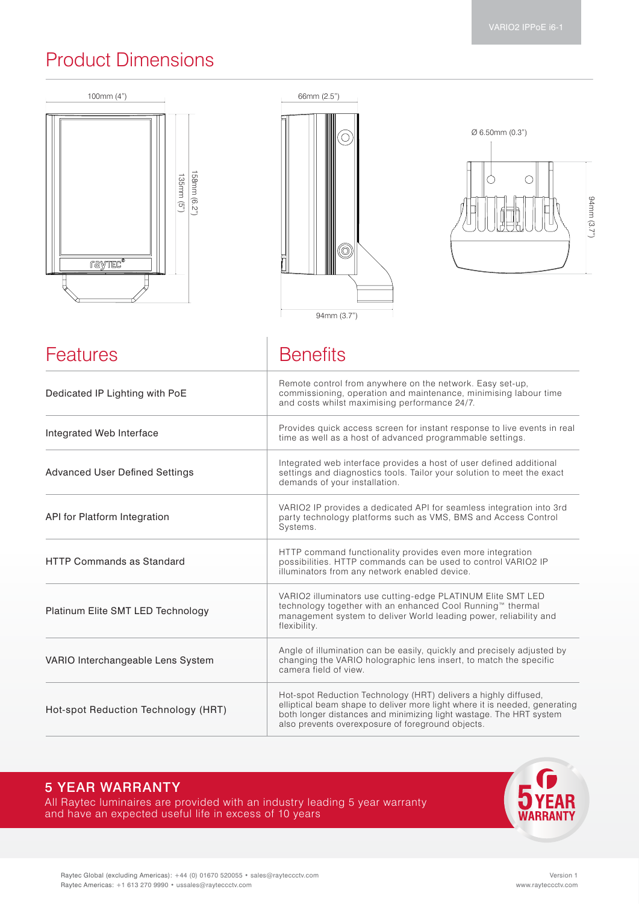## Product Dimensions

100mm (4")

135mm (5")

158mm (6.2")

66mm (2.5")

94mm (3.7")

Ø 6.50mm (0.3")

94mm (3.7")

| Features | Benefits |
|---|---|
| Dedicated IP Lighting with PoE | Remote control from anywhere on the network. Easy set-up, commissioning, operation and maintenance, minimising labour time and costs whilst maximising performance 24/7. |
| Integrated Web Interface | Provides quick access screen for instant response to live events in real time as well as a host of advanced programmable settings. |
| Advanced User Defined Settings | Integrated web interface provides a host of user defined additional settings and diagnostics tools. Tailor your solution to meet the exact demands of your installation. |
| API for Platform Integration | VARIO2 IP provides a dedicated API for seamless integration into 3rd party technology platforms such as VMS, BMS and Access Control Systems. |
| HTTP Commands as Standard | HTTP command functionality provides even more integration possibilities. HTTP commands can be used to control VARIO2 IP illuminators from any network enabled device. |
| Platinum Elite SMT LED Technology | VARIO2 illuminators use cutting-edge PLATINUM Elite SMT LED technology together with an enhanced Cool Running™ thermal management system to deliver World leading power, reliability and flexibility. |
| VARIO Interchangeable Lens System | Angle of illumination can be easily, quickly and precisely adjusted by changing the VARIO holographic lens insert, to match the specific camera field of view. |
| Hot-spot Reduction Technology (HRT) | Hot-spot Reduction Technology (HRT) delivers a highly diffused, elliptical beam shape to deliver more light where it is needed, generating both longer distances and minimizing light wastage. The HRT system also prevents overexposure of foreground objects. |

### 5 YEAR WARRANTY

All Raytec luminaires are provided with an industry leading 5 year warranty and have an expected useful life in excess of 10 years

Raytec Global (excluding Americas): +44 (0) 01670 520055 • sales@rayteccctv.com
Raytec Americas: +1 613 270 9990 • ussales@rayteccctv.com

Version 1
www.rayteccctv.com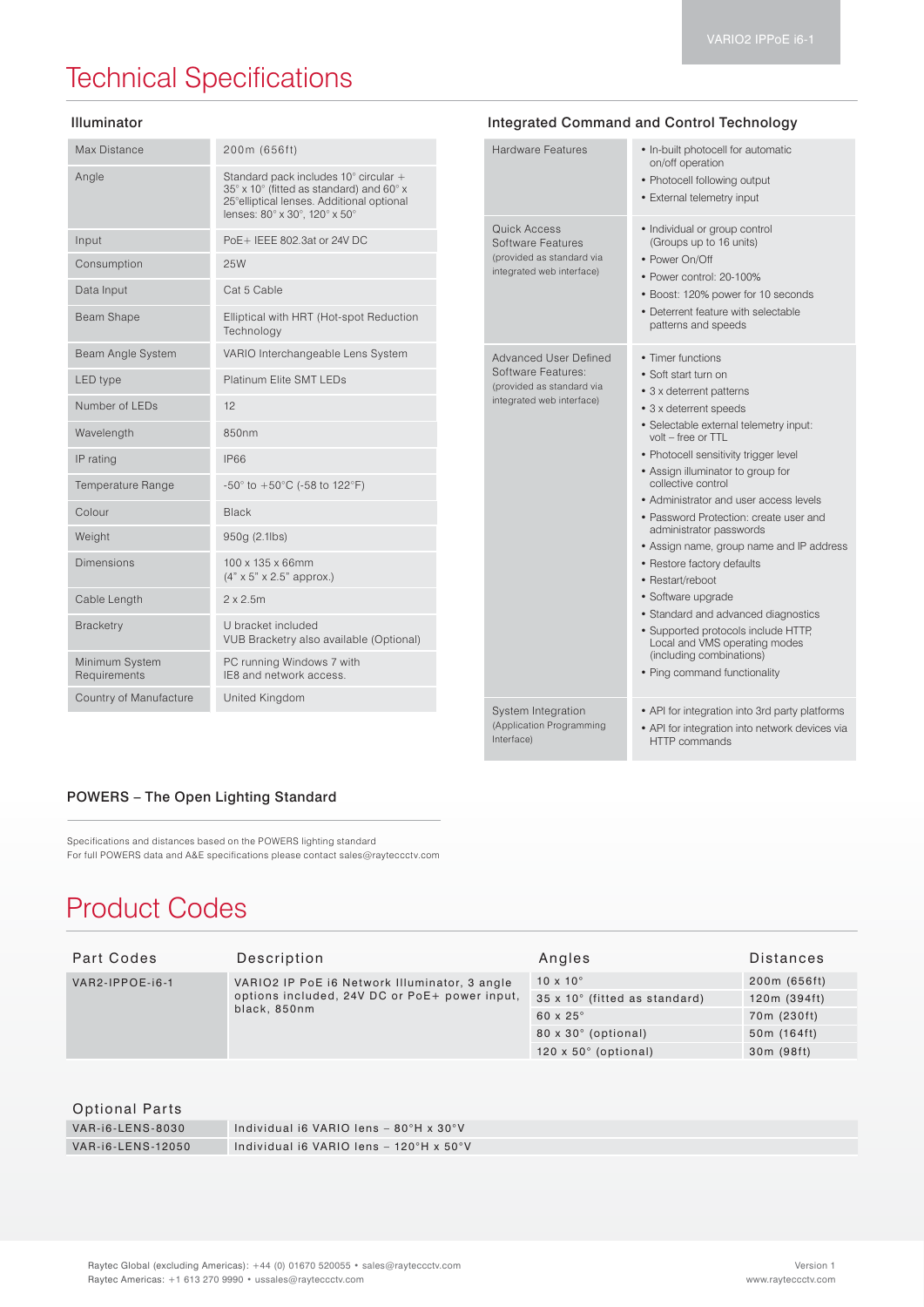# Technical Specifications

## Illuminator

| | |
|---|---|
| Max Distance | 200m (656ft) |
| Angle | Standard pack includes 10° circular + 35° x 10° (fitted as standard) and 60° x 25°elliptical lenses. Additional optional lenses: 80° x 30°, 120° x 50° |
| Input | PoE+ IEEE 802.3at or 24V DC |
| Consumption | 25W |
| Data Input | Cat 5 Cable |
| Beam Shape | Elliptical with HRT (Hot-spot Reduction Technology |
| Beam Angle System | VARIO Interchangeable Lens System |
| LED type | Platinum Elite SMT LEDs |
| Number of LEDs | 12 |
| Wavelength | 850nm |
| IP rating | IP66 |
| Temperature Range | -50° to +50°C (-58 to 122°F) |
| Colour | Black |
| Weight | 950g (2.1lbs) |
| Dimensions | 100 x 135 x 66mm (4" x 5" x 2.5" approx.) |
| Cable Length | 2 x 2.5m |
| Brackerty | U bracket included VUB Brackerty also available (Optional) |
| Minimum System Requirements | PC running Windows 7 with IE8 and network access. |
| Country of Manufacture | United Kingdom |

## Integrated Command and Control Technology

| | |
|---|---|
| Hardware Features | • In-built photocell for automatic on/off operation<br>• Photocell following output<br>• External telemetry input |
| Quick Access Software Features (provided as standard via integrated web interface) | • Individual or group control (Groups up to 16 units)<br>• Power On/Off<br>• Power control: 20-100%<br>• Boost: 120% power for 10 seconds<br>• Deterrent feature with selectable patterns and speeds |
| Advanced User Defined Software Features: (provided as standard via integrated web interface) | • Timer functions<br>• Soft start turn on<br>• 3 x deterrent patterns<br>• 3 x deterrent speeds<br>• Selectable external telemetry input: volt – free or TTL<br>• Photocell sensitivity trigger level<br>• Assign illuminator to group for collective control<br>• Administrator and user access levels<br>• Password Protection: create user and administrator passwords<br>• Assign name, group name and IP address<br>• Restore factory defaults<br>• Restart/reboot<br>• Software upgrade<br>• Standard and advanced diagnostics<br>• Supported protocols include HTTP, Local and VMS operating modes (including combinations)<br>• Ping command functionality |
| System Integration (Application Programming Interface) | • API for integration into 3rd party platforms<br>• API for integration into network devices via HTTP commands |

## POWERS – The Open Lighting Standard

Specifications and distances based on the POWERS lighting standard
For full POWERS data and A&E specifications please contact sales@rayteccctv.com

# Product Codes

| Part Codes | Description | Angles | Distances |
|---|---|---|---|
| VAR2-IPPOE-i6-1 | VARIO2 IP PoE i6 Network Illuminator, 3 angle options included, 24V DC or PoE+ power input, black, 850nm | 10 x 10° | 200m (656ft) |
| | | 35 x 10° (fitted as standard) | 120m (394ft) |
| | | 60 x 25° | 70m (230ft) |
| | | 80 x 30° (optional) | 50m (164ft) |
| | | 120 x 50° (optional) | 30m (98ft) |

## Optional Parts

| | |
|---|---|
| VAR-i6-LENS-8030 | Individual i6 VARIO lens – 80°H x 30°V |
| VAR-i6-LENS-12050 | Individual i6 VARIO lens – 120°H x 50°V |

Raytec Global (excluding Americas): +44 (0) 01670 520055 • sales@rayteccctv.com
Raytec Americas: +1 613 270 9990 • ussales@rayteccctv.com

Version 1
www.rayteccctv.com